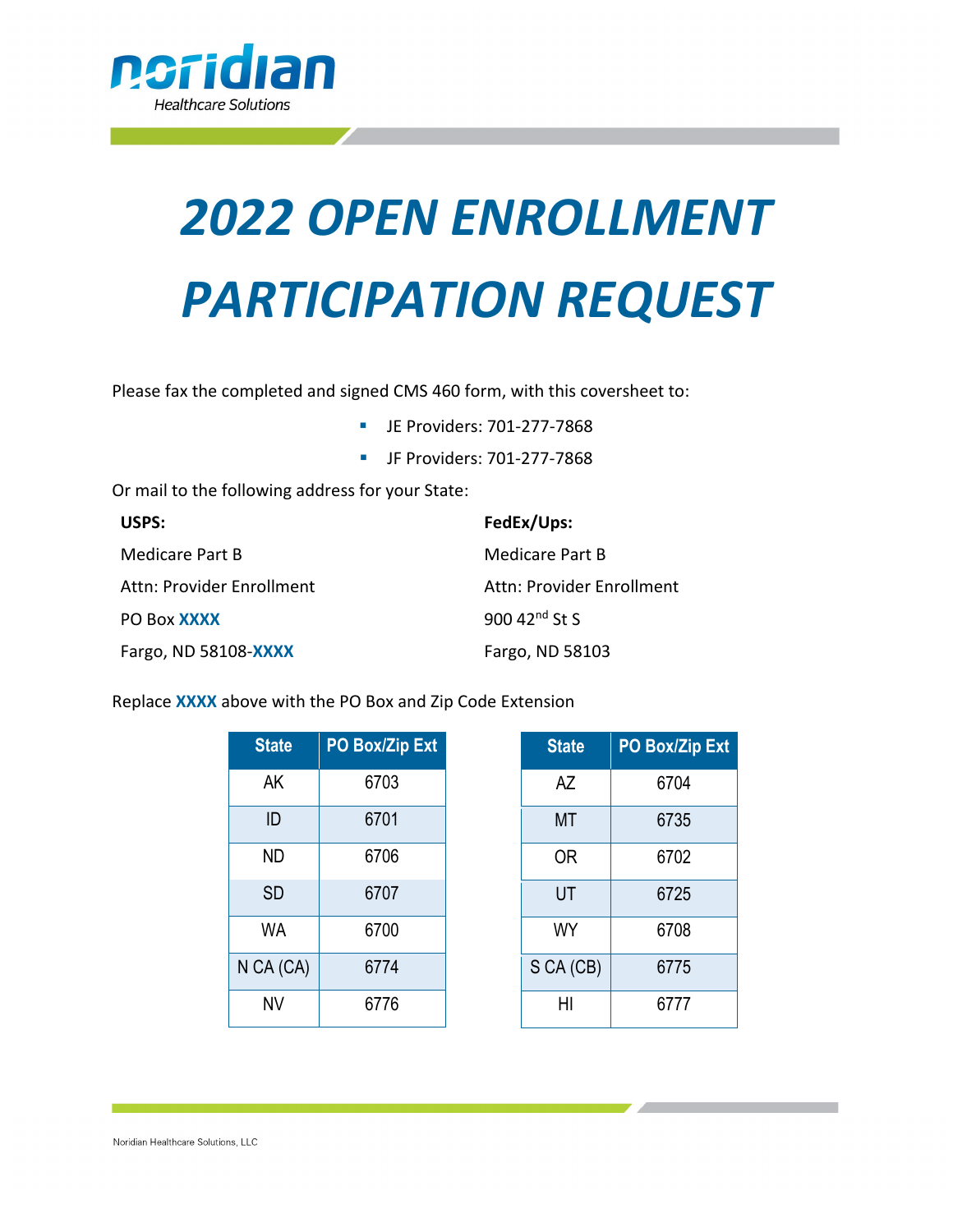# 2022 OPEN ENROLLMENT PARTICIPATION REQUEST

Please fax the completed and signed CMS 460 form, with this coversheet to:

- JE Providers: 701-277-7868
- JF Providers: 701-277-7868

Or mail to the following address for your State:

**USPS:**

Medicare Part B
Attn: Provider Enrollment
PO Box **XXXX**
Fargo, ND 58108-**XXXX**

**FedEx/Ups:**

Medicare Part B
Attn: Provider Enrollment
900 42nd St S
Fargo, ND 58103

Replace **XXXX** above with the PO Box and Zip Code Extension

| State | PO Box/Zip Ext |
|---|---|
| AK | 6703 |
| ID | 6701 |
| ND | 6706 |
| SD | 6707 |
| WA | 6700 |
| N CA (CA) | 6774 |
| NV | 6776 |

| State | PO Box/Zip Ext |
|---|---|
| AZ | 6704 |
| MT | 6735 |
| OR | 6702 |
| UT | 6725 |
| WY | 6708 |
| S CA (CB) | 6775 |
| HI | 6777 |

Noridian Healthcare Solutions, LLC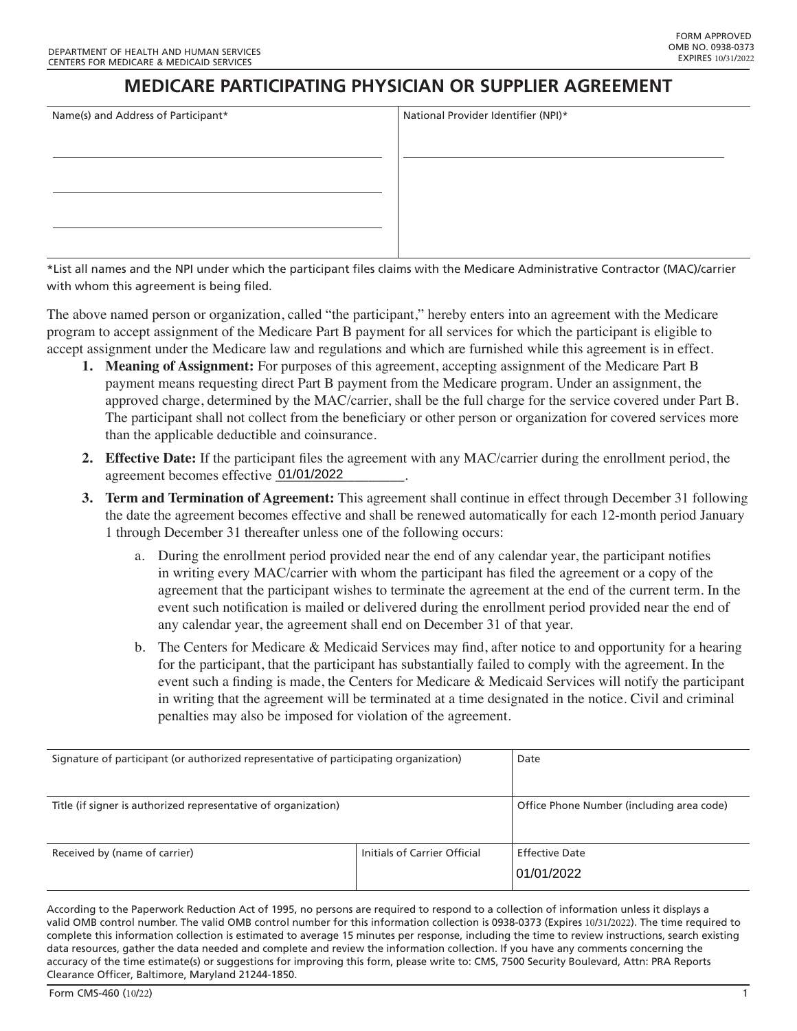DEPARTMENT OF HEALTH AND HUMAN SERVICES
CENTERS FOR MEDICARE & MEDICAID SERVICES

FORM APPROVED
OMB NO. 0938-0373
EXPIRES 10/31/2022

# MEDICARE PARTICIPATING PHYSICIAN OR SUPPLIER AGREEMENT

| Name(s) and Address of Participant* | National Provider Identifier (NPI)* |
|---|---|
| | |

*List all names and the NPI under which the participant files claims with the Medicare Administrative Contractor (MAC)/carrier with whom this agreement is being filed.

The above named person or organization, called "the participant," hereby enters into an agreement with the Medicare program to accept assignment of the Medicare Part B payment for all services for which the participant is eligible to accept assignment under the Medicare law and regulations and which are furnished while this agreement is in effect.

1. **Meaning of Assignment:** For purposes of this agreement, accepting assignment of the Medicare Part B payment means requesting direct Part B payment from the Medicare program. Under an assignment, the approved charge, determined by the MAC/carrier, shall be the full charge for the service covered under Part B. The participant shall not collect from the beneficiary or other person or organization for covered services more than the applicable deductible and coinsurance.
2. **Effective Date:** If the participant files the agreement with any MAC/carrier during the enrollment period, the agreement becomes effective 01/01/2022.
3. **Term and Termination of Agreement:** This agreement shall continue in effect through December 31 following the date the agreement becomes effective and shall be renewed automatically for each 12-month period January 1 through December 31 thereafter unless one of the following occurs:
   a. During the enrollment period provided near the end of any calendar year, the participant notifies in writing every MAC/carrier with whom the participant has filed the agreement or a copy of the agreement that the participant wishes to terminate the agreement at the end of the current term. In the event such notification is mailed or delivered during the enrollment period provided near the end of any calendar year, the agreement shall end on December 31 of that year.
   b. The Centers for Medicare & Medicaid Services may find, after notice to and opportunity for a hearing for the participant, that the participant has substantially failed to comply with the agreement. In the event such a finding is made, the Centers for Medicare & Medicaid Services will notify the participant in writing that the agreement will be terminated at a time designated in the notice. Civil and criminal penalties may also be imposed for violation of the agreement.

| Signature of participant (or authorized representative of participating organization) | | Date |
|---|---|---|
| Title (if signer is authorized representative of organization) | | Office Phone Number (including area code) |
| Received by (name of carrier) | Initials of Carrier Official | Effective Date<br>01/01/2022 |

According to the Paperwork Reduction Act of 1995, no persons are required to respond to a collection of information unless it displays a valid OMB control number. The valid OMB control number for this information collection is 0938-0373 (Expires 10/31/2022). The time required to complete this information collection is estimated to average 15 minutes per response, including the time to review instructions, search existing data resources, gather the data needed and complete and review the information collection. If you have any comments concerning the accuracy of the time estimate(s) or suggestions for improving this form, please write to: CMS, 7500 Security Boulevard, Attn: PRA Reports Clearance Officer, Baltimore, Maryland 21244-1850.

Form CMS-460 (10/22)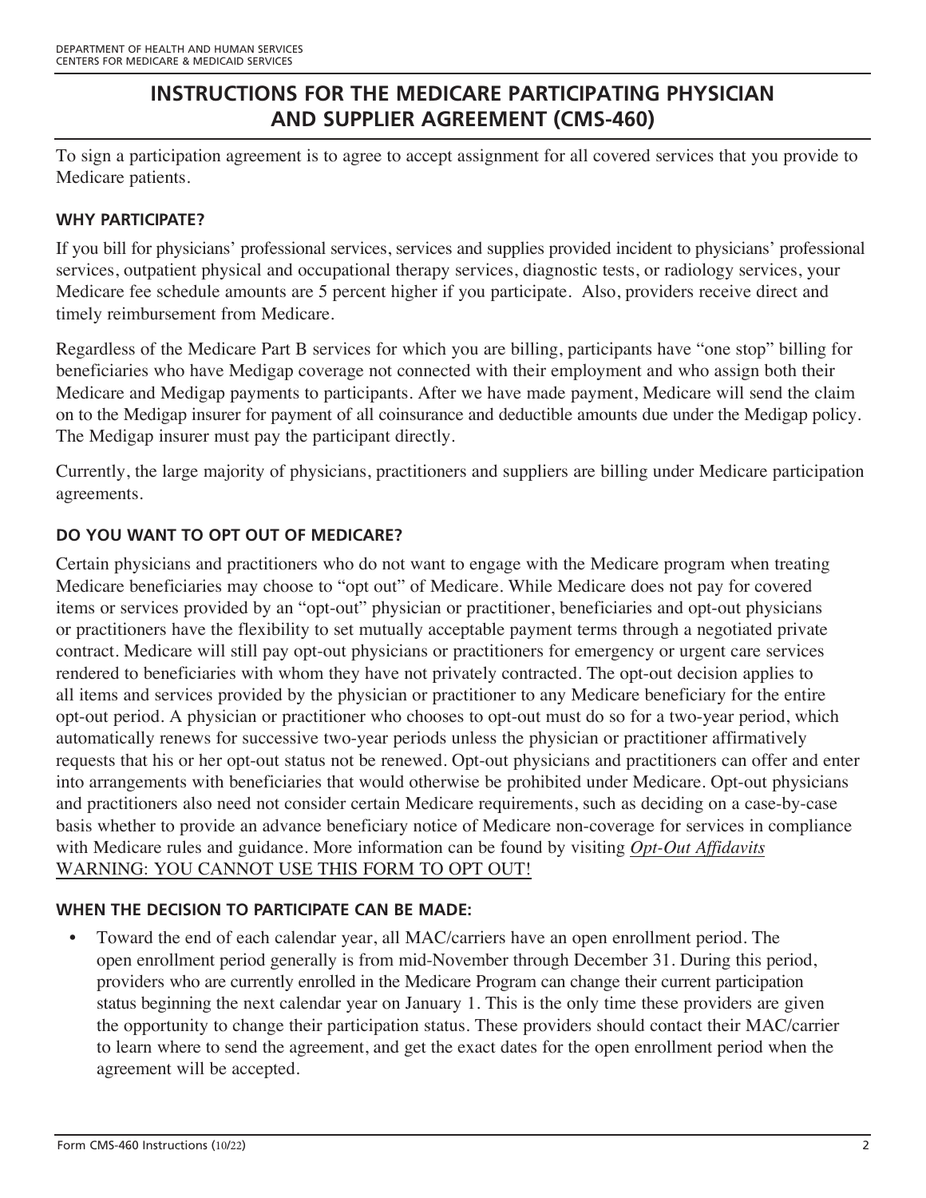# INSTRUCTIONS FOR THE MEDICARE PARTICIPATING PHYSICIAN AND SUPPLIER AGREEMENT (CMS-460)

To sign a participation agreement is to agree to accept assignment for all covered services that you provide to Medicare patients.

### WHY PARTICIPATE?

If you bill for physicians' professional services, services and supplies provided incident to physicians' professional services, outpatient physical and occupational therapy services, diagnostic tests, or radiology services, your Medicare fee schedule amounts are 5 percent higher if you participate. Also, providers receive direct and timely reimbursement from Medicare.

Regardless of the Medicare Part B services for which you are billing, participants have "one stop" billing for beneficiaries who have Medigap coverage not connected with their employment and who assign both their Medicare and Medigap payments to participants. After we have made payment, Medicare will send the claim on to the Medigap insurer for payment of all coinsurance and deductible amounts due under the Medigap policy. The Medigap insurer must pay the participant directly.

Currently, the large majority of physicians, practitioners and suppliers are billing under Medicare participation agreements.

### DO YOU WANT TO OPT OUT OF MEDICARE?

Certain physicians and practitioners who do not want to engage with the Medicare program when treating Medicare beneficiaries may choose to "opt out" of Medicare. While Medicare does not pay for covered items or services provided by an "opt-out" physician or practitioner, beneficiaries and opt-out physicians or practitioners have the flexibility to set mutually acceptable payment terms through a negotiated private contract. Medicare will still pay opt-out physicians or practitioners for emergency or urgent care services rendered to beneficiaries with whom they have not privately contracted. The opt-out decision applies to all items and services provided by the physician or practitioner to any Medicare beneficiary for the entire opt-out period. A physician or practitioner who chooses to opt-out must do so for a two-year period, which automatically renews for successive two-year periods unless the physician or practitioner affirmatively requests that his or her opt-out status not be renewed. Opt-out physicians and practitioners can offer and enter into arrangements with beneficiaries that would otherwise be prohibited under Medicare. Opt-out physicians and practitioners also need not consider certain Medicare requirements, such as deciding on a case-by-case basis whether to provide an advance beneficiary notice of Medicare non-coverage for services in compliance with Medicare rules and guidance. More information can be found by visiting *Opt-Out Affidavits*
WARNING: YOU CANNOT USE THIS FORM TO OPT OUT!

### WHEN THE DECISION TO PARTICIPATE CAN BE MADE:

- Toward the end of each calendar year, all MAC/carriers have an open enrollment period. The open enrollment period generally is from mid-November through December 31. During this period, providers who are currently enrolled in the Medicare Program can change their current participation status beginning the next calendar year on January 1. This is the only time these providers are given the opportunity to change their participation status. These providers should contact their MAC/carrier to learn where to send the agreement, and get the exact dates for the open enrollment period when the agreement will be accepted.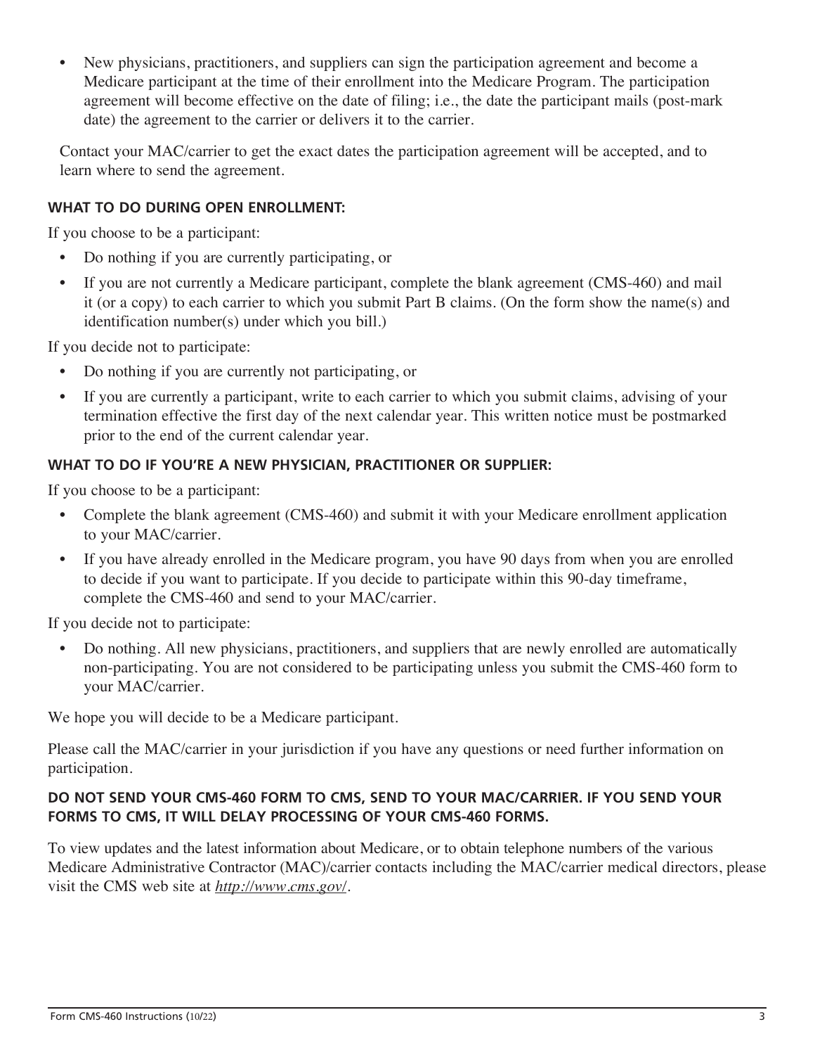- New physicians, practitioners, and suppliers can sign the participation agreement and become a Medicare participant at the time of their enrollment into the Medicare Program. The participation agreement will become effective on the date of filing; i.e., the date the participant mails (post-mark date) the agreement to the carrier or delivers it to the carrier.

Contact your MAC/carrier to get the exact dates the participation agreement will be accepted, and to learn where to send the agreement.

**WHAT TO DO DURING OPEN ENROLLMENT:**

If you choose to be a participant:

- Do nothing if you are currently participating, or
- If you are not currently a Medicare participant, complete the blank agreement (CMS-460) and mail it (or a copy) to each carrier to which you submit Part B claims. (On the form show the name(s) and identification number(s) under which you bill.)

If you decide not to participate:

- Do nothing if you are currently not participating, or
- If you are currently a participant, write to each carrier to which you submit claims, advising of your termination effective the first day of the next calendar year. This written notice must be postmarked prior to the end of the current calendar year.

**WHAT TO DO IF YOU'RE A NEW PHYSICIAN, PRACTITIONER OR SUPPLIER:**

If you choose to be a participant:

- Complete the blank agreement (CMS-460) and submit it with your Medicare enrollment application to your MAC/carrier.
- If you have already enrolled in the Medicare program, you have 90 days from when you are enrolled to decide if you want to participate. If you decide to participate within this 90-day timeframe, complete the CMS-460 and send to your MAC/carrier.

If you decide not to participate:

- Do nothing. All new physicians, practitioners, and suppliers that are newly enrolled are automatically non-participating. You are not considered to be participating unless you submit the CMS-460 form to your MAC/carrier.

We hope you will decide to be a Medicare participant.

Please call the MAC/carrier in your jurisdiction if you have any questions or need further information on participation.

**DO NOT SEND YOUR CMS-460 FORM TO CMS, SEND TO YOUR MAC/CARRIER. IF YOU SEND YOUR FORMS TO CMS, IT WILL DELAY PROCESSING OF YOUR CMS-460 FORMS.**

To view updates and the latest information about Medicare, or to obtain telephone numbers of the various Medicare Administrative Contractor (MAC)/carrier contacts including the MAC/carrier medical directors, please visit the CMS web site at *http://www.cms.gov/*.